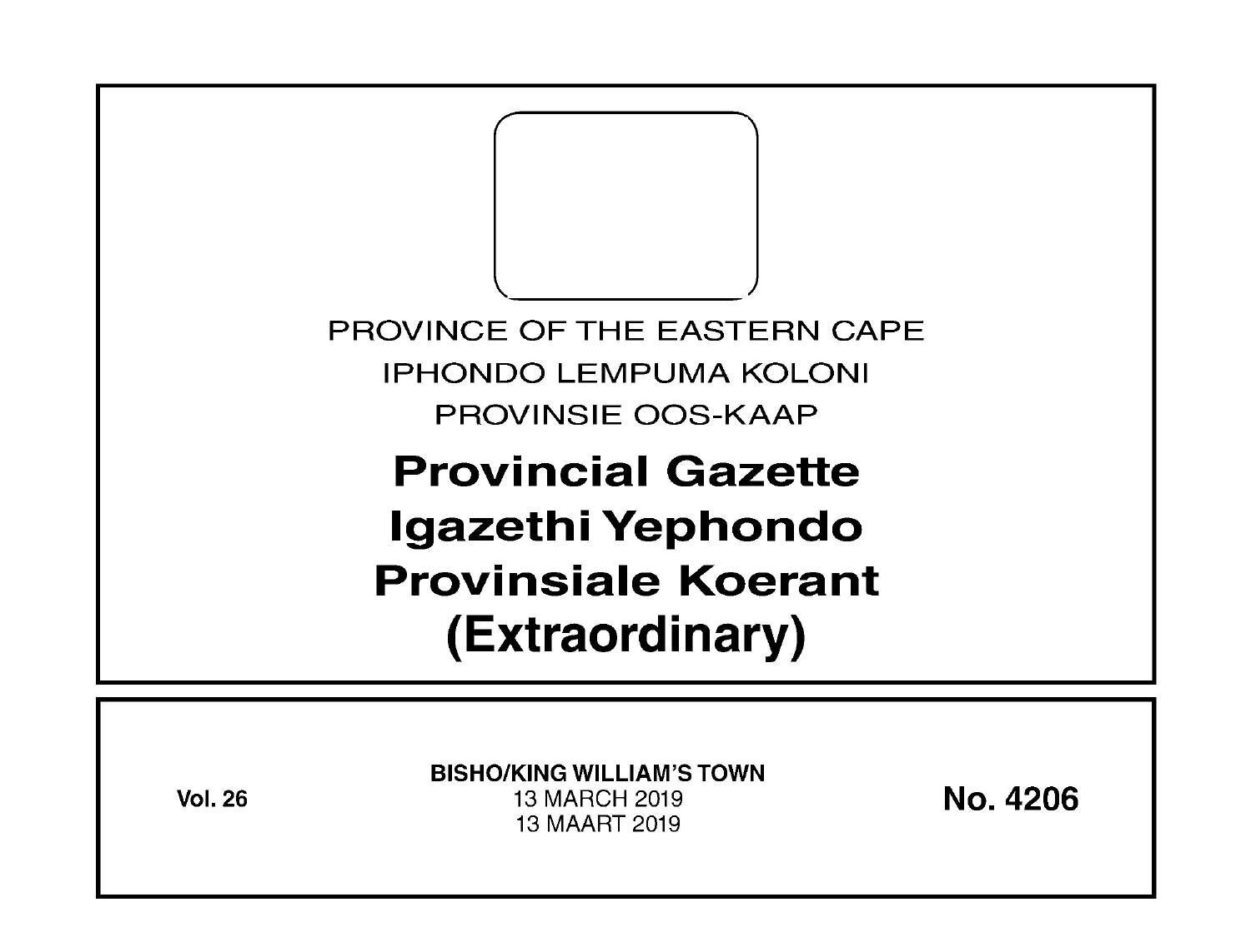PROVINCE OF THE EASTERN CAPE

IPHONDO LEMPUMA KOLONI

PROVINSIE OOS-KAAP

# Provincial Gazette
# Igazethi Yephondo
# Provinsiale Koerant
# (Extraordinary)

**Vol. 26**

**BISHO/KING WILLIAM'S TOWN**

13 MARCH 2019

13 MAART 2019

**No. 4206**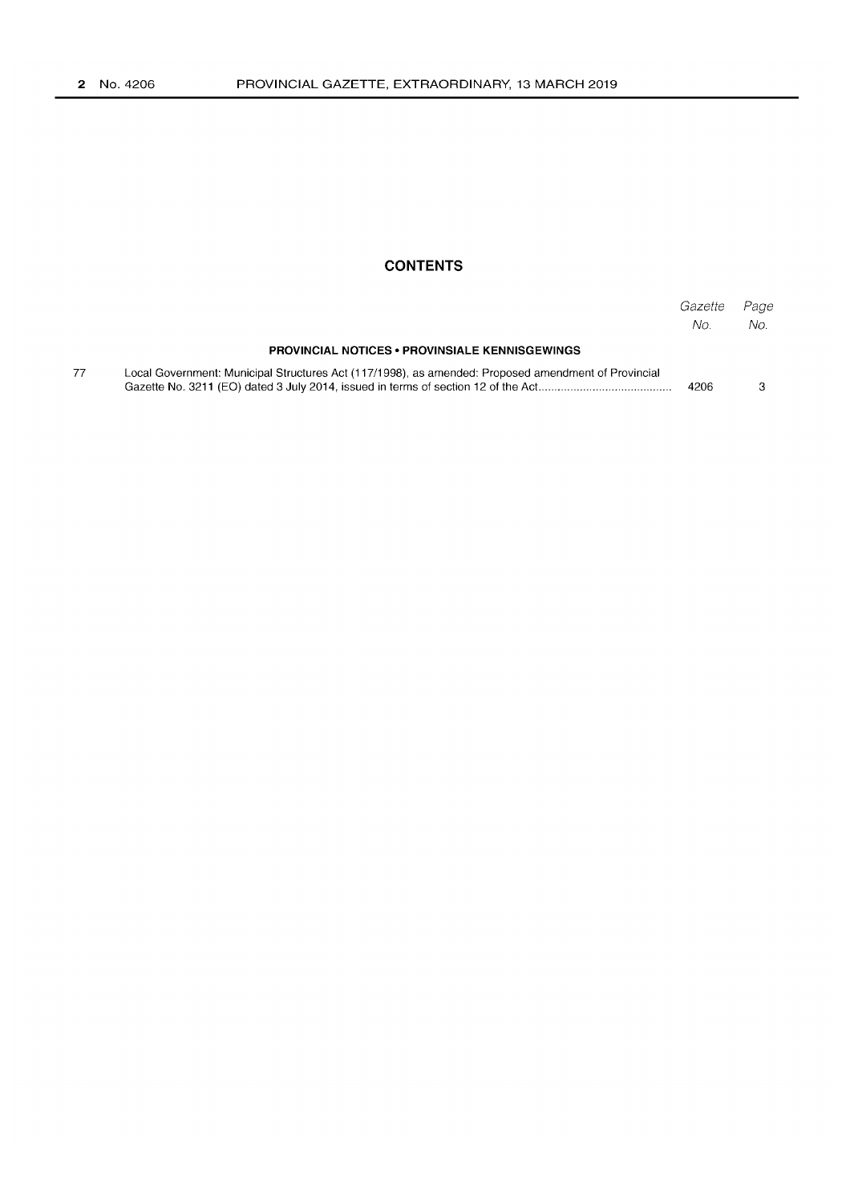## CONTENTS

| | | Gazette No. | Page No. |
|---|---|---|---|
| | **PROVINCIAL NOTICES • PROVINSIALE KENNISGEWINGS** | | |
| 77 | Local Government: Municipal Structures Act (117/1998), as amended: Proposed amendment of Provincial Gazette No. 3211 (EO) dated 3 July 2014, issued in terms of section 12 of the Act | 4206 | 3 |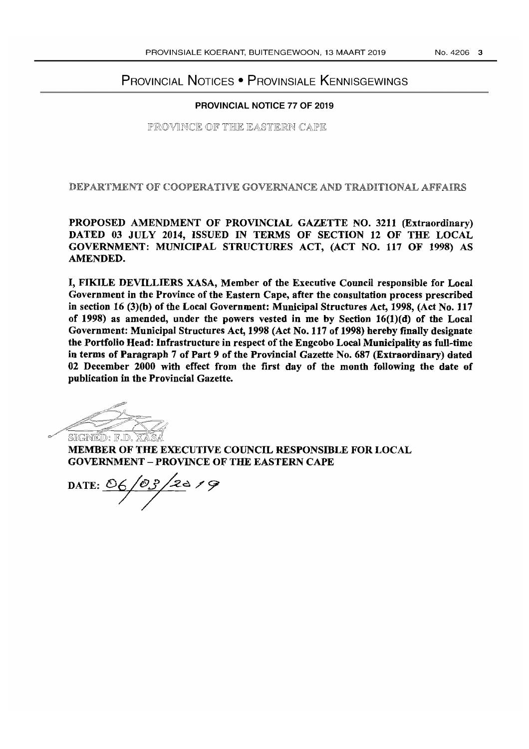# Provincial Notices • Provinsiale Kennisgewings

## PROVINCIAL NOTICE 77 OF 2019

PROVINCE OF THE EASTERN CAPE

DEPARTMENT OF COOPERATIVE GOVERNANCE AND TRADITIONAL AFFAIRS

**PROPOSED AMENDMENT OF PROVINCIAL GAZETTE NO. 3211 (Extraordinary) DATED 03 JULY 2014, ISSUED IN TERMS OF SECTION 12 OF THE LOCAL GOVERNMENT: MUNICIPAL STRUCTURES ACT, (ACT NO. 117 OF 1998) AS AMENDED.**

**I, FIKILE DEVILLIERS XASA, Member of the Executive Council responsible for Local Government in the Province of the Eastern Cape, after the consultation process prescribed in section 16 (3)(b) of the Local Government: Municipal Structures Act, 1998, (Act No. 117 of 1998) as amended, under the powers vested in me by Section 16(1)(d) of the Local Government: Municipal Structures Act, 1998 (Act No. 117 of 1998) hereby finally designate the Portfolio Head: Infrastructure in respect of the Engcobo Local Municipality as full-time in terms of Paragraph 7 of Part 9 of the Provincial Gazette No. 687 (Extraordinary) dated 02 December 2000 with effect from the first day of the month following the date of publication in the Provincial Gazette.**

SIGNED: F.D. XASA

**MEMBER OF THE EXECUTIVE COUNCIL RESPONSIBLE FOR LOCAL GOVERNMENT – PROVINCE OF THE EASTERN CAPE**

**DATE:** 06/03/2019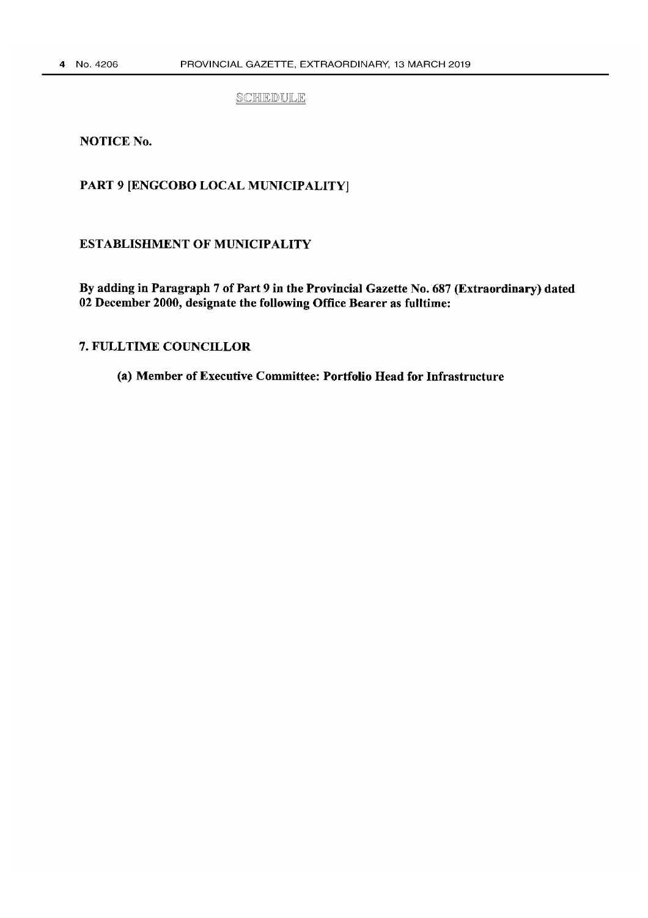SCHEDULE

**NOTICE No.**

**PART 9 [ENGCOBO LOCAL MUNICIPALITY]**

**ESTABLISHMENT OF MUNICIPALITY**

**By adding in Paragraph 7 of Part 9 in the Provincial Gazette No. 687 (Extraordinary) dated 02 December 2000, designate the following Office Bearer as fulltime:**

**7. FULLTIME COUNCILLOR**

**(a) Member of Executive Committee: Portfolio Head for Infrastructure**